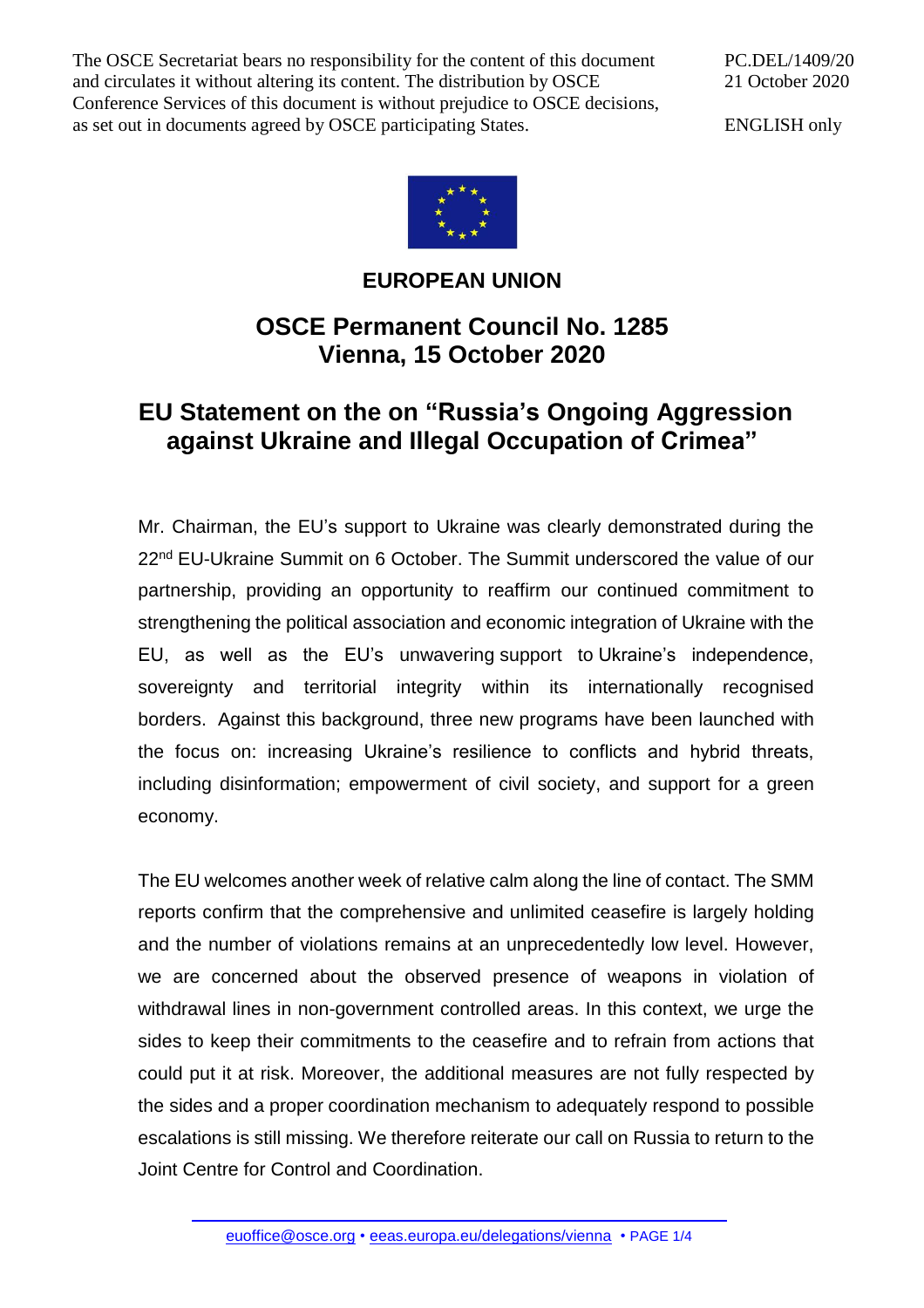The OSCE Secretariat bears no responsibility for the content of this document and circulates it without altering its content. The distribution by OSCE Conference Services of this document is without prejudice to OSCE decisions, as set out in documents agreed by OSCE participating States.

PC.DEL/1409/20
21 October 2020

ENGLISH only

**EUROPEAN UNION**

## OSCE Permanent Council No. 1285
## Vienna, 15 October 2020

# EU Statement on the on "Russia's Ongoing Aggression against Ukraine and Illegal Occupation of Crimea"

Mr. Chairman, the EU's support to Ukraine was clearly demonstrated during the 22nd EU-Ukraine Summit on 6 October. The Summit underscored the value of our partnership, providing an opportunity to reaffirm our continued commitment to strengthening the political association and economic integration of Ukraine with the EU, as well as the EU's unwavering support to Ukraine's independence, sovereignty and territorial integrity within its internationally recognised borders. Against this background, three new programs have been launched with the focus on: increasing Ukraine's resilience to conflicts and hybrid threats, including disinformation; empowerment of civil society, and support for a green economy.

The EU welcomes another week of relative calm along the line of contact. The SMM reports confirm that the comprehensive and unlimited ceasefire is largely holding and the number of violations remains at an unprecedentedly low level. However, we are concerned about the observed presence of weapons in violation of withdrawal lines in non-government controlled areas. In this context, we urge the sides to keep their commitments to the ceasefire and to refrain from actions that could put it at risk. Moreover, the additional measures are not fully respected by the sides and a proper coordination mechanism to adequately respond to possible escalations is still missing. We therefore reiterate our call on Russia to return to the Joint Centre for Control and Coordination.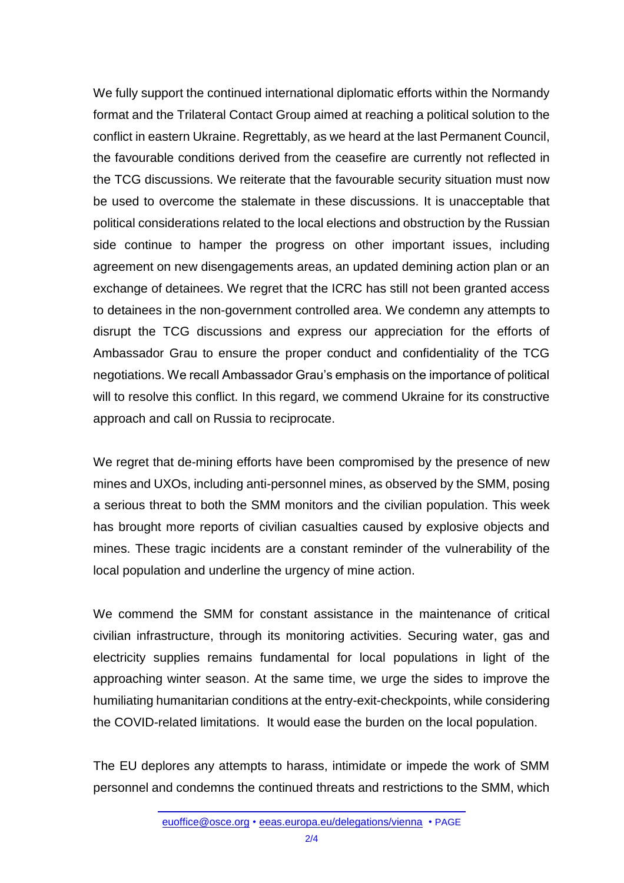We fully support the continued international diplomatic efforts within the Normandy format and the Trilateral Contact Group aimed at reaching a political solution to the conflict in eastern Ukraine. Regrettably, as we heard at the last Permanent Council, the favourable conditions derived from the ceasefire are currently not reflected in the TCG discussions. We reiterate that the favourable security situation must now be used to overcome the stalemate in these discussions. It is unacceptable that political considerations related to the local elections and obstruction by the Russian side continue to hamper the progress on other important issues, including agreement on new disengagements areas, an updated demining action plan or an exchange of detainees. We regret that the ICRC has still not been granted access to detainees in the non-government controlled area. We condemn any attempts to disrupt the TCG discussions and express our appreciation for the efforts of Ambassador Grau to ensure the proper conduct and confidentiality of the TCG negotiations. We recall Ambassador Grau's emphasis on the importance of political will to resolve this conflict. In this regard, we commend Ukraine for its constructive approach and call on Russia to reciprocate.

We regret that de-mining efforts have been compromised by the presence of new mines and UXOs, including anti-personnel mines, as observed by the SMM, posing a serious threat to both the SMM monitors and the civilian population. This week has brought more reports of civilian casualties caused by explosive objects and mines. These tragic incidents are a constant reminder of the vulnerability of the local population and underline the urgency of mine action.

We commend the SMM for constant assistance in the maintenance of critical civilian infrastructure, through its monitoring activities. Securing water, gas and electricity supplies remains fundamental for local populations in light of the approaching winter season. At the same time, we urge the sides to improve the humiliating humanitarian conditions at the entry-exit-checkpoints, while considering the COVID-related limitations. It would ease the burden on the local population.

The EU deplores any attempts to harass, intimidate or impede the work of SMM personnel and condemns the continued threats and restrictions to the SMM, which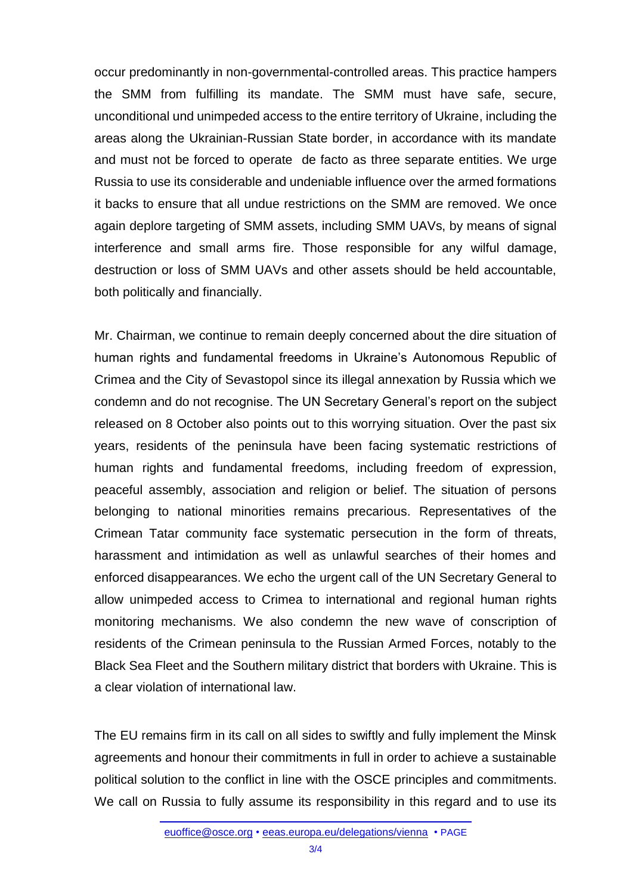occur predominantly in non-governmental-controlled areas. This practice hampers the SMM from fulfilling its mandate. The SMM must have safe, secure, unconditional und unimpeded access to the entire territory of Ukraine, including the areas along the Ukrainian-Russian State border, in accordance with its mandate and must not be forced to operate de facto as three separate entities. We urge Russia to use its considerable and undeniable influence over the armed formations it backs to ensure that all undue restrictions on the SMM are removed. We once again deplore targeting of SMM assets, including SMM UAVs, by means of signal interference and small arms fire. Those responsible for any wilful damage, destruction or loss of SMM UAVs and other assets should be held accountable, both politically and financially.

Mr. Chairman, we continue to remain deeply concerned about the dire situation of human rights and fundamental freedoms in Ukraine's Autonomous Republic of Crimea and the City of Sevastopol since its illegal annexation by Russia which we condemn and do not recognise. The UN Secretary General's report on the subject released on 8 October also points out to this worrying situation. Over the past six years, residents of the peninsula have been facing systematic restrictions of human rights and fundamental freedoms, including freedom of expression, peaceful assembly, association and religion or belief. The situation of persons belonging to national minorities remains precarious. Representatives of the Crimean Tatar community face systematic persecution in the form of threats, harassment and intimidation as well as unlawful searches of their homes and enforced disappearances. We echo the urgent call of the UN Secretary General to allow unimpeded access to Crimea to international and regional human rights monitoring mechanisms. We also condemn the new wave of conscription of residents of the Crimean peninsula to the Russian Armed Forces, notably to the Black Sea Fleet and the Southern military district that borders with Ukraine. This is a clear violation of international law.

The EU remains firm in its call on all sides to swiftly and fully implement the Minsk agreements and honour their commitments in full in order to achieve a sustainable political solution to the conflict in line with the OSCE principles and commitments. We call on Russia to fully assume its responsibility in this regard and to use its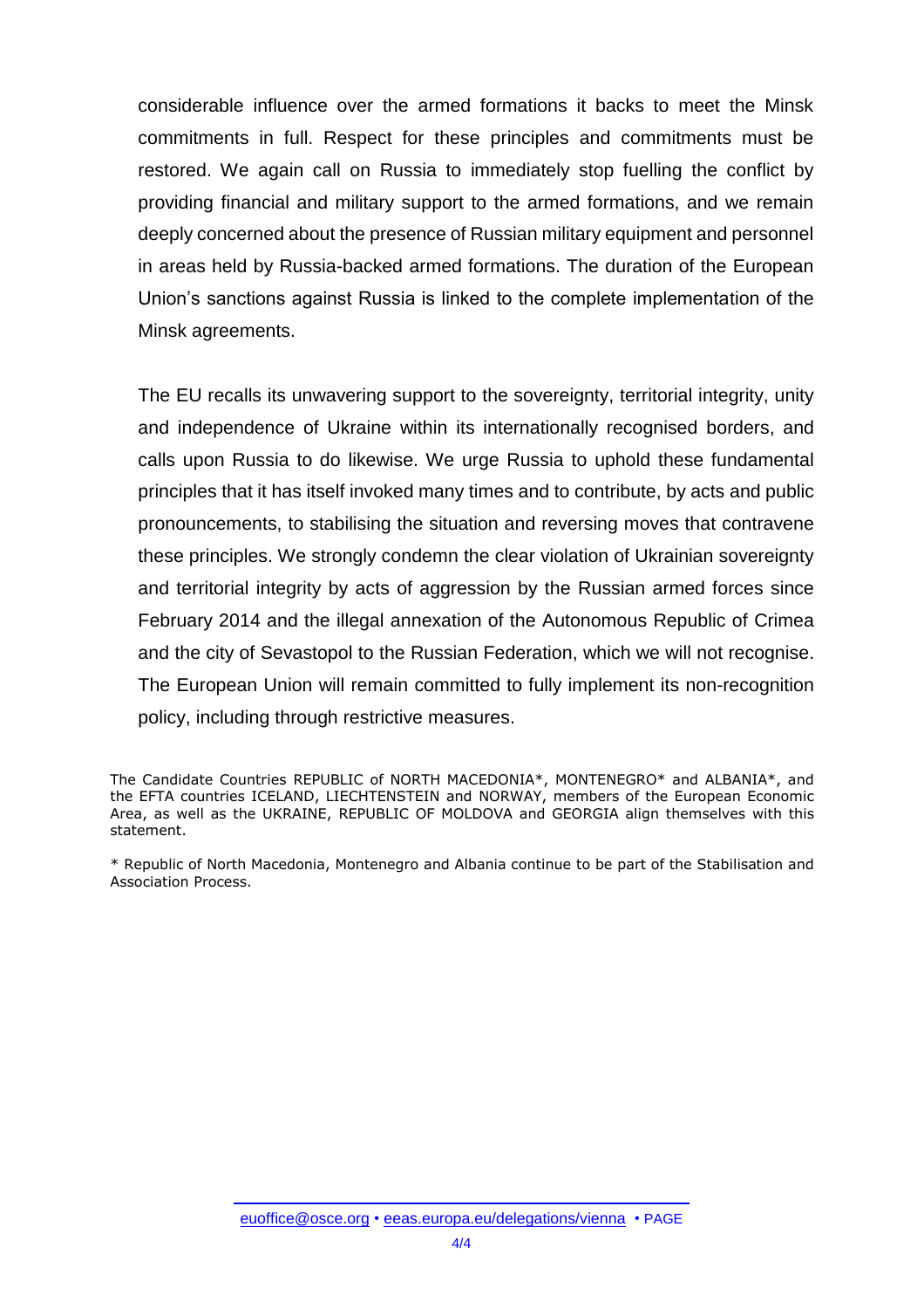considerable influence over the armed formations it backs to meet the Minsk commitments in full. Respect for these principles and commitments must be restored. We again call on Russia to immediately stop fuelling the conflict by providing financial and military support to the armed formations, and we remain deeply concerned about the presence of Russian military equipment and personnel in areas held by Russia-backed armed formations. The duration of the European Union's sanctions against Russia is linked to the complete implementation of the Minsk agreements.

The EU recalls its unwavering support to the sovereignty, territorial integrity, unity and independence of Ukraine within its internationally recognised borders, and calls upon Russia to do likewise. We urge Russia to uphold these fundamental principles that it has itself invoked many times and to contribute, by acts and public pronouncements, to stabilising the situation and reversing moves that contravene these principles. We strongly condemn the clear violation of Ukrainian sovereignty and territorial integrity by acts of aggression by the Russian armed forces since February 2014 and the illegal annexation of the Autonomous Republic of Crimea and the city of Sevastopol to the Russian Federation, which we will not recognise. The European Union will remain committed to fully implement its non-recognition policy, including through restrictive measures.

The Candidate Countries REPUBLIC of NORTH MACEDONIA*, MONTENEGRO* and ALBANIA*, and the EFTA countries ICELAND, LIECHTENSTEIN and NORWAY, members of the European Economic Area, as well as the UKRAINE, REPUBLIC OF MOLDOVA and GEORGIA align themselves with this statement.

* Republic of North Macedonia, Montenegro and Albania continue to be part of the Stabilisation and Association Process.

euoffice@osce.org • eeas.europa.eu/delegations/vienna